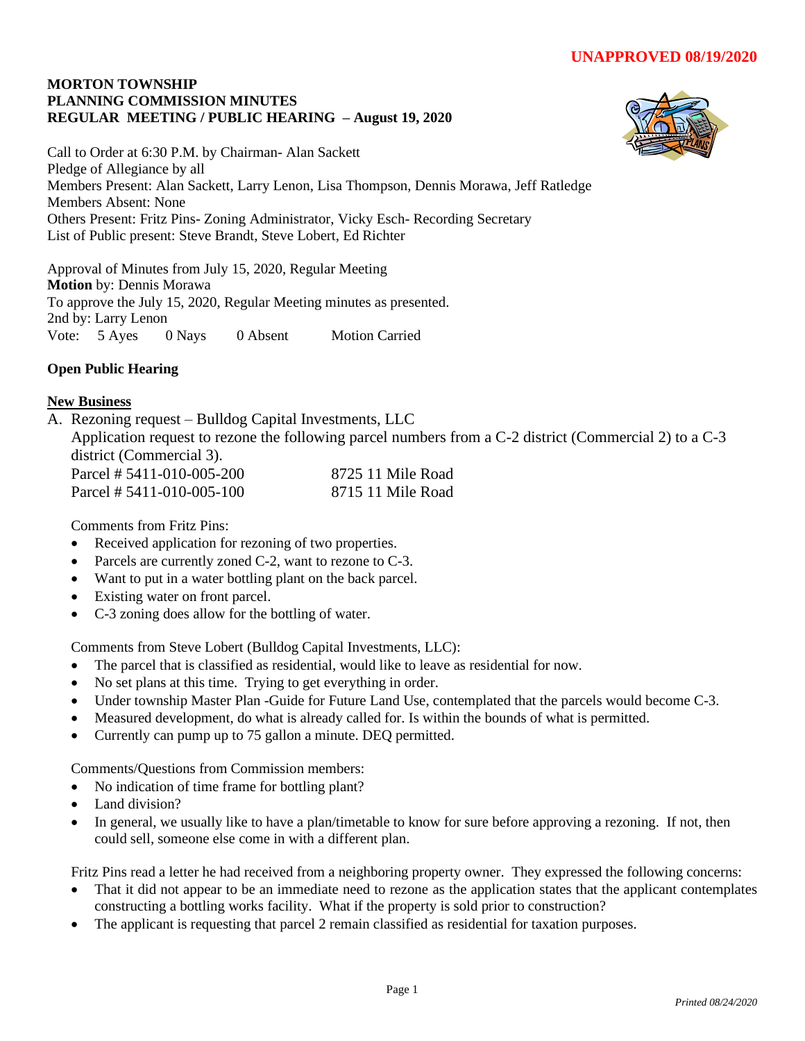**UNAPPROVED 08/19/2020**

**MORTON TOWNSHIP**
**PLANNING COMMISSION MINUTES**
**REGULAR MEETING / PUBLIC HEARING – August 19, 2020**

Call to Order at 6:30 P.M. by Chairman- Alan Sackett
Pledge of Allegiance by all
Members Present: Alan Sackett, Larry Lenon, Lisa Thompson, Dennis Morawa, Jeff Ratledge
Members Absent: None
Others Present: Fritz Pins- Zoning Administrator, Vicky Esch- Recording Secretary
List of Public present: Steve Brandt, Steve Lobert, Ed Richter

Approval of Minutes from July 15, 2020, Regular Meeting
**Motion** by: Dennis Morawa
To approve the July 15, 2020, Regular Meeting minutes as presented.
2nd by: Larry Lenon
Vote: 5 Ayes 0 Nays 0 Absent Motion Carried

**Open Public Hearing**

**New Business**

A. Rezoning request – Bulldog Capital Investments, LLC
Application request to rezone the following parcel numbers from a C-2 district (Commercial 2) to a C-3 district (Commercial 3).
Parcel # 5411-010-005-200 8725 11 Mile Road
Parcel # 5411-010-005-100 8715 11 Mile Road

Comments from Fritz Pins:

- Received application for rezoning of two properties.
- Parcels are currently zoned C-2, want to rezone to C-3.
- Want to put in a water bottling plant on the back parcel.
- Existing water on front parcel.
- C-3 zoning does allow for the bottling of water.

Comments from Steve Lobert (Bulldog Capital Investments, LLC):

- The parcel that is classified as residential, would like to leave as residential for now.
- No set plans at this time. Trying to get everything in order.
- Under township Master Plan -Guide for Future Land Use, contemplated that the parcels would become C-3.
- Measured development, do what is already called for. Is within the bounds of what is permitted.
- Currently can pump up to 75 gallon a minute. DEQ permitted.

Comments/Questions from Commission members:

- No indication of time frame for bottling plant?
- Land division?
- In general, we usually like to have a plan/timetable to know for sure before approving a rezoning. If not, then could sell, someone else come in with a different plan.

Fritz Pins read a letter he had received from a neighboring property owner. They expressed the following concerns:

- That it did not appear to be an immediate need to rezone as the application states that the applicant contemplates constructing a bottling works facility. What if the property is sold prior to construction?
- The applicant is requesting that parcel 2 remain classified as residential for taxation purposes.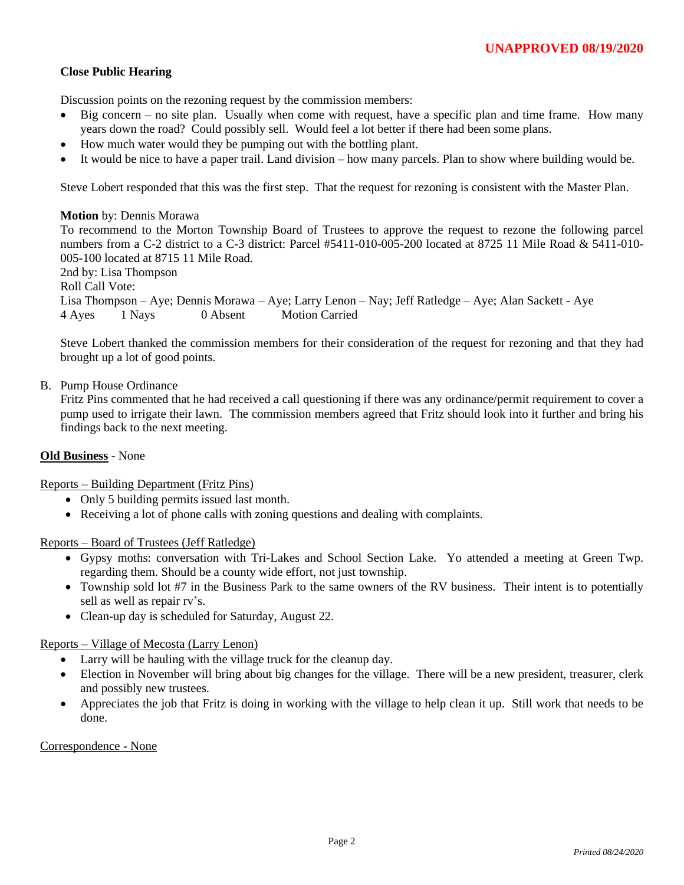**UNAPPROVED 08/19/2020**

**Close Public Hearing**

Discussion points on the rezoning request by the commission members:

- Big concern – no site plan. Usually when come with request, have a specific plan and time frame. How many years down the road? Could possibly sell. Would feel a lot better if there had been some plans.
- How much water would they be pumping out with the bottling plant.
- It would be nice to have a paper trail. Land division – how many parcels. Plan to show where building would be.

Steve Lobert responded that this was the first step. That the request for rezoning is consistent with the Master Plan.

**Motion** by: Dennis Morawa
To recommend to the Morton Township Board of Trustees to approve the request to rezone the following parcel numbers from a C-2 district to a C-3 district: Parcel #5411-010-005-200 located at 8725 11 Mile Road & 5411-010-005-100 located at 8715 11 Mile Road.
2nd by: Lisa Thompson
Roll Call Vote:
Lisa Thompson – Aye; Dennis Morawa – Aye; Larry Lenon – Nay; Jeff Ratledge – Aye; Alan Sackett - Aye
4 Ayes 1 Nays 0 Absent Motion Carried

Steve Lobert thanked the commission members for their consideration of the request for rezoning and that they had brought up a lot of good points.

B. Pump House Ordinance
Fritz Pins commented that he had received a call questioning if there was any ordinance/permit requirement to cover a pump used to irrigate their lawn. The commission members agreed that Fritz should look into it further and bring his findings back to the next meeting.

**Old Business** - None

Reports – Building Department (Fritz Pins)

- Only 5 building permits issued last month.
- Receiving a lot of phone calls with zoning questions and dealing with complaints.

Reports – Board of Trustees (Jeff Ratledge)

- Gypsy moths: conversation with Tri-Lakes and School Section Lake. Yo attended a meeting at Green Twp. regarding them. Should be a county wide effort, not just township.
- Township sold lot #7 in the Business Park to the same owners of the RV business. Their intent is to potentially sell as well as repair rv's.
- Clean-up day is scheduled for Saturday, August 22.

Reports – Village of Mecosta (Larry Lenon)

- Larry will be hauling with the village truck for the cleanup day.
- Election in November will bring about big changes for the village. There will be a new president, treasurer, clerk and possibly new trustees.
- Appreciates the job that Fritz is doing in working with the village to help clean it up. Still work that needs to be done.

Correspondence - None

*Printed 08/24/2020*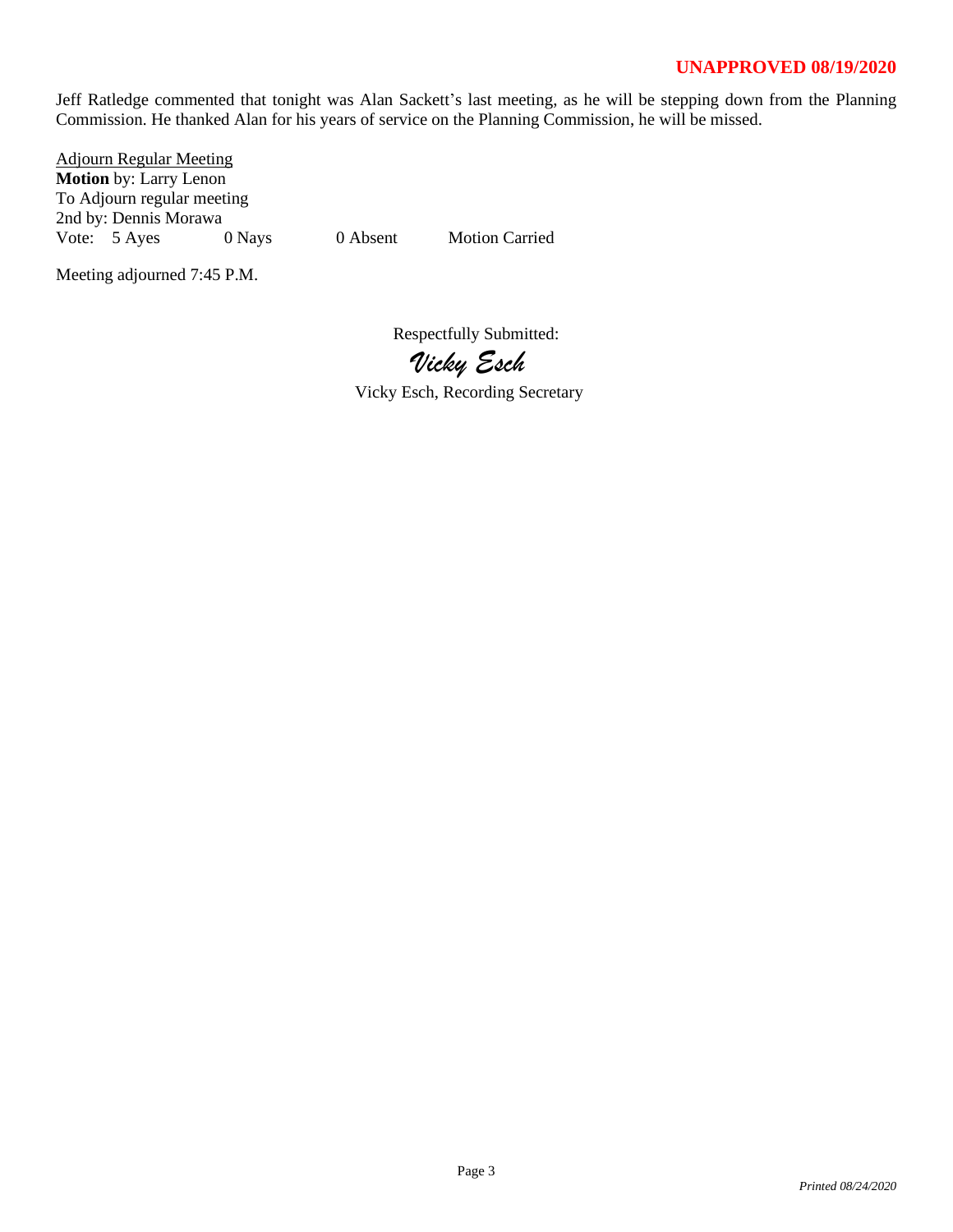**UNAPPROVED 08/19/2020**

Jeff Ratledge commented that tonight was Alan Sackett's last meeting, as he will be stepping down from the Planning Commission. He thanked Alan for his years of service on the Planning Commission, he will be missed.

Adjourn Regular Meeting
**Motion** by: Larry Lenon
To Adjourn regular meeting
2nd by: Dennis Morawa
Vote: 5 Ayes 0 Nays 0 Absent Motion Carried

Meeting adjourned 7:45 P.M.

Respectfully Submitted:

*Vicky Esch*

Vicky Esch, Recording Secretary

*Printed 08/24/2020*